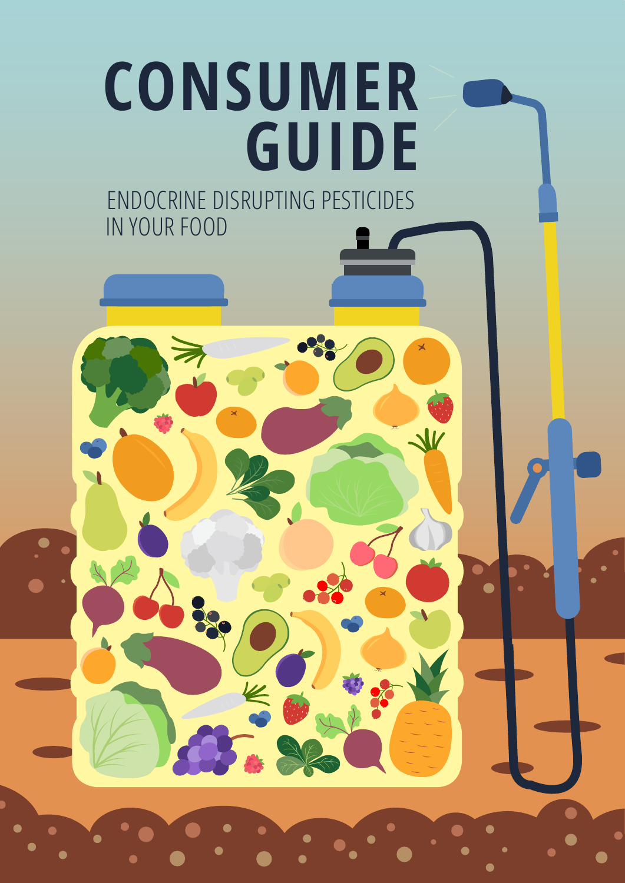# CONSUMER GUIDE

ENDOCRINE DISRUPTING PESTICIDES IN YOUR FOOD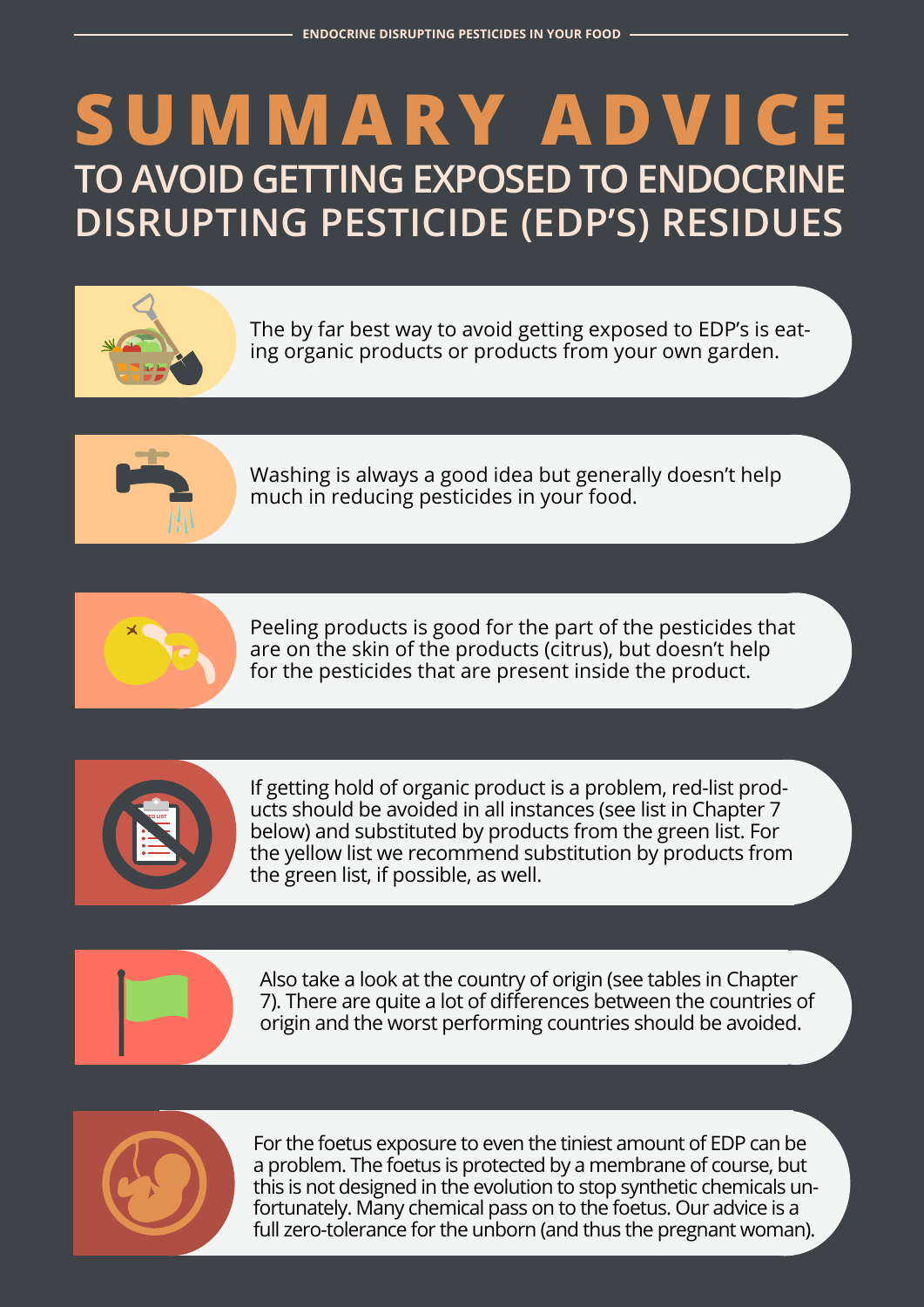# SUMMARY ADVICE

## TO AVOID GETTING EXPOSED TO ENDOCRINE DISRUPTING PESTICIDE (EDP'S) RESIDUES

The by far best way to avoid getting exposed to EDP's is eating organic products or products from your own garden.

Washing is always a good idea but generally doesn't help much in reducing pesticides in your food.

Peeling products is good for the part of the pesticides that are on the skin of the products (citrus), but doesn't help for the pesticides that are present inside the product.

If getting hold of organic product is a problem, red-list products should be avoided in all instances (see list in Chapter 7 below) and substituted by products from the green list. For the yellow list we recommend substitution by products from the green list, if possible, as well.

Also take a look at the country of origin (see tables in Chapter 7). There are quite a lot of differences between the countries of origin and the worst performing countries should be avoided.

For the foetus exposure to even the tiniest amount of EDP can be a problem. The foetus is protected by a membrane of course, but this is not designed in the evolution to stop synthetic chemicals unfortunately. Many chemical pass on to the foetus. Our advice is a full zero-tolerance for the unborn (and thus the pregnant woman).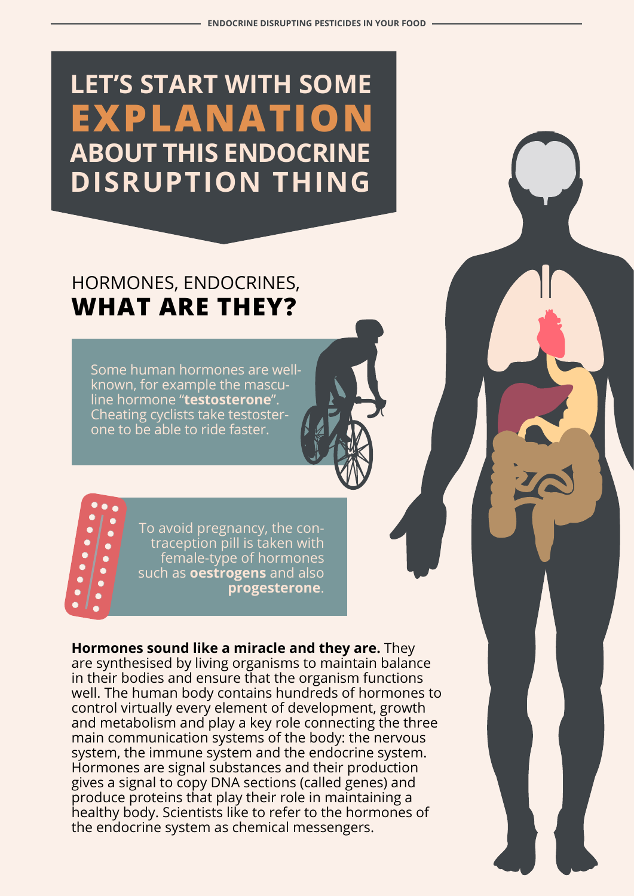# LET'S START WITH SOME EXPLANATION ABOUT THIS ENDOCRINE DISRUPTION THING

## HORMONES, ENDOCRINES, **WHAT ARE THEY?**

Some human hormones are well-known, for example the masculine hormone "**testosterone**". Cheating cyclists take testosterone to be able to ride faster.

To avoid pregnancy, the contraception pill is taken with female-type of hormones such as **oestrogens** and also **progesterone**.

**Hormones sound like a miracle and they are.** They are synthesised by living organisms to maintain balance in their bodies and ensure that the organism functions well. The human body contains hundreds of hormones to control virtually every element of development, growth and metabolism and play a key role connecting the three main communication systems of the body: the nervous system, the immune system and the endocrine system. Hormones are signal substances and their production gives a signal to copy DNA sections (called genes) and produce proteins that play their role in maintaining a healthy body. Scientists like to refer to the hormones of the endocrine system as chemical messengers.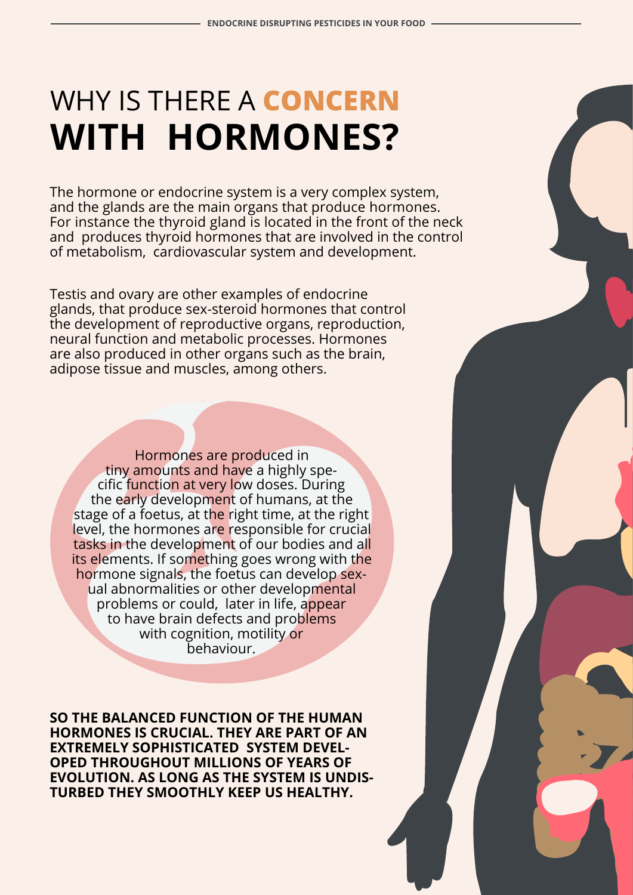# WHY IS THERE A **CONCERN** WITH HORMONES?

The hormone or endocrine system is a very complex system, and the glands are the main organs that produce hormones. For instance the thyroid gland is located in the front of the neck and produces thyroid hormones that are involved in the control of metabolism, cardiovascular system and development.

Testis and ovary are other examples of endocrine glands, that produce sex-steroid hormones that control the development of reproductive organs, reproduction, neural function and metabolic processes. Hormones are also produced in other organs such as the brain, adipose tissue and muscles, among others.

Hormones are produced in tiny amounts and have a highly specific function at very low doses. During the early development of humans, at the stage of a foetus, at the right time, at the right level, the hormones are responsible for crucial tasks in the development of our bodies and all its elements. If something goes wrong with the hormone signals, the foetus can develop sexual abnormalities or other developmental problems or could, later in life, appear to have brain defects and problems with cognition, motility or behaviour.

**SO THE BALANCED FUNCTION OF THE HUMAN HORMONES IS CRUCIAL. THEY ARE PART OF AN EXTREMELY SOPHISTICATED SYSTEM DEVELOPED THROUGHOUT MILLIONS OF YEARS OF EVOLUTION. AS LONG AS THE SYSTEM IS UNDISTURBED THEY SMOOTHLY KEEP US HEALTHY.**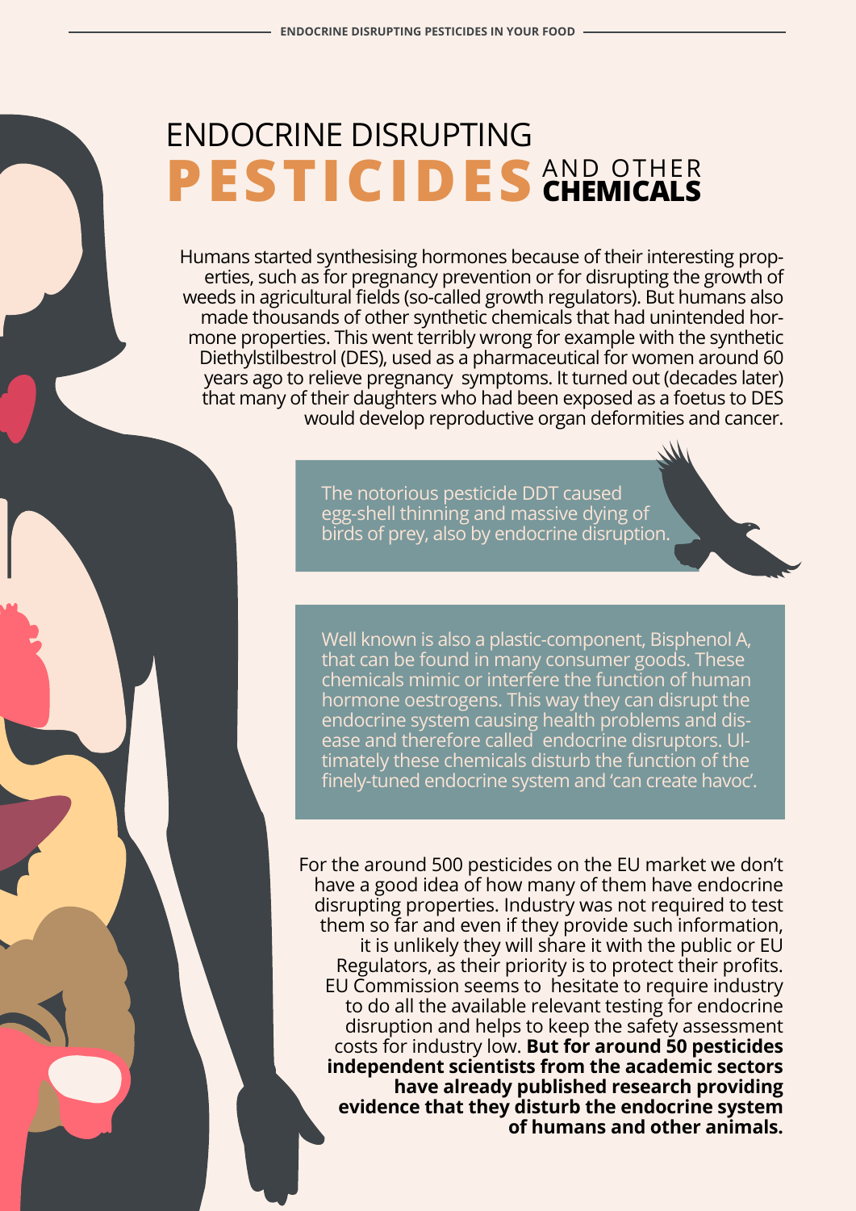# ENDOCRINE DISRUPTING PESTICIDES AND OTHER CHEMICALS

Humans started synthesising hormones because of their interesting properties, such as for pregnancy prevention or for disrupting the growth of weeds in agricultural fields (so-called growth regulators). But humans also made thousands of other synthetic chemicals that had unintended hormone properties. This went terribly wrong for example with the synthetic Diethylstilbestrol (DES), used as a pharmaceutical for women around 60 years ago to relieve pregnancy symptoms. It turned out (decades later) that many of their daughters who had been exposed as a foetus to DES would develop reproductive organ deformities and cancer.

The notorious pesticide DDT caused egg-shell thinning and massive dying of birds of prey, also by endocrine disruption.

Well known is also a plastic-component, Bisphenol A, that can be found in many consumer goods. These chemicals mimic or interfere the function of human hormone oestrogens. This way they can disrupt the endocrine system causing health problems and disease and therefore called endocrine disruptors. Ultimately these chemicals disturb the function of the finely-tuned endocrine system and 'can create havoc'.

For the around 500 pesticides on the EU market we don't have a good idea of how many of them have endocrine disrupting properties. Industry was not required to test them so far and even if they provide such information, it is unlikely they will share it with the public or EU Regulators, as their priority is to protect their profits. EU Commission seems to hesitate to require industry to do all the available relevant testing for endocrine disruption and helps to keep the safety assessment costs for industry low. **But for around 50 pesticides independent scientists from the academic sectors have already published research providing evidence that they disturb the endocrine system of humans and other animals.**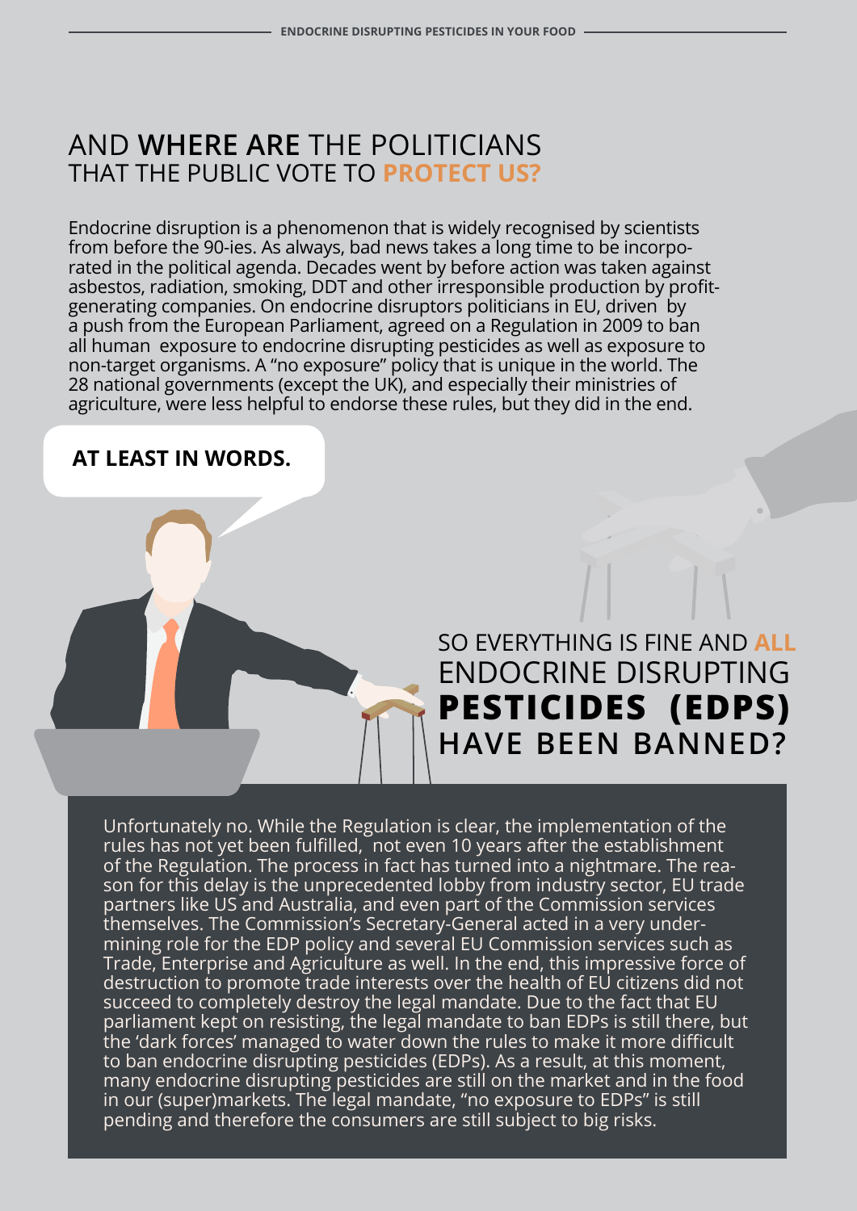## AND **WHERE ARE** THE POLITICIANS THAT THE PUBLIC VOTE TO **PROTECT US?**

Endocrine disruption is a phenomenon that is widely recognised by scientists from before the 90-ies. As always, bad news takes a long time to be incorporated in the political agenda. Decades went by before action was taken against asbestos, radiation, smoking, DDT and other irresponsible production by profit-generating companies. On endocrine disruptors politicians in EU, driven by a push from the European Parliament, agreed on a Regulation in 2009 to ban all human exposure to endocrine disrupting pesticides as well as exposure to non-target organisms. A "no exposure" policy that is unique in the world. The 28 national governments (except the UK), and especially their ministries of agriculture, were less helpful to endorse these rules, but they did in the end.

**AT LEAST IN WORDS.**

## SO EVERYTHING IS FINE AND **ALL** ENDOCRINE DISRUPTING **PESTICIDES (EDPS)** HAVE BEEN BANNED?

Unfortunately no. While the Regulation is clear, the implementation of the rules has not yet been fulfilled, not even 10 years after the establishment of the Regulation. The process in fact has turned into a nightmare. The reason for this delay is the unprecedented lobby from industry sector, EU trade partners like US and Australia, and even part of the Commission services themselves. The Commission's Secretary-General acted in a very undermining role for the EDP policy and several EU Commission services such as Trade, Enterprise and Agriculture as well. In the end, this impressive force of destruction to promote trade interests over the health of EU citizens did not succeed to completely destroy the legal mandate. Due to the fact that EU parliament kept on resisting, the legal mandate to ban EDPs is still there, but the 'dark forces' managed to water down the rules to make it more difficult to ban endocrine disrupting pesticides (EDPs). As a result, at this moment, many endocrine disrupting pesticides are still on the market and in the food in our (super)markets. The legal mandate, "no exposure to EDPs" is still pending and therefore the consumers are still subject to big risks.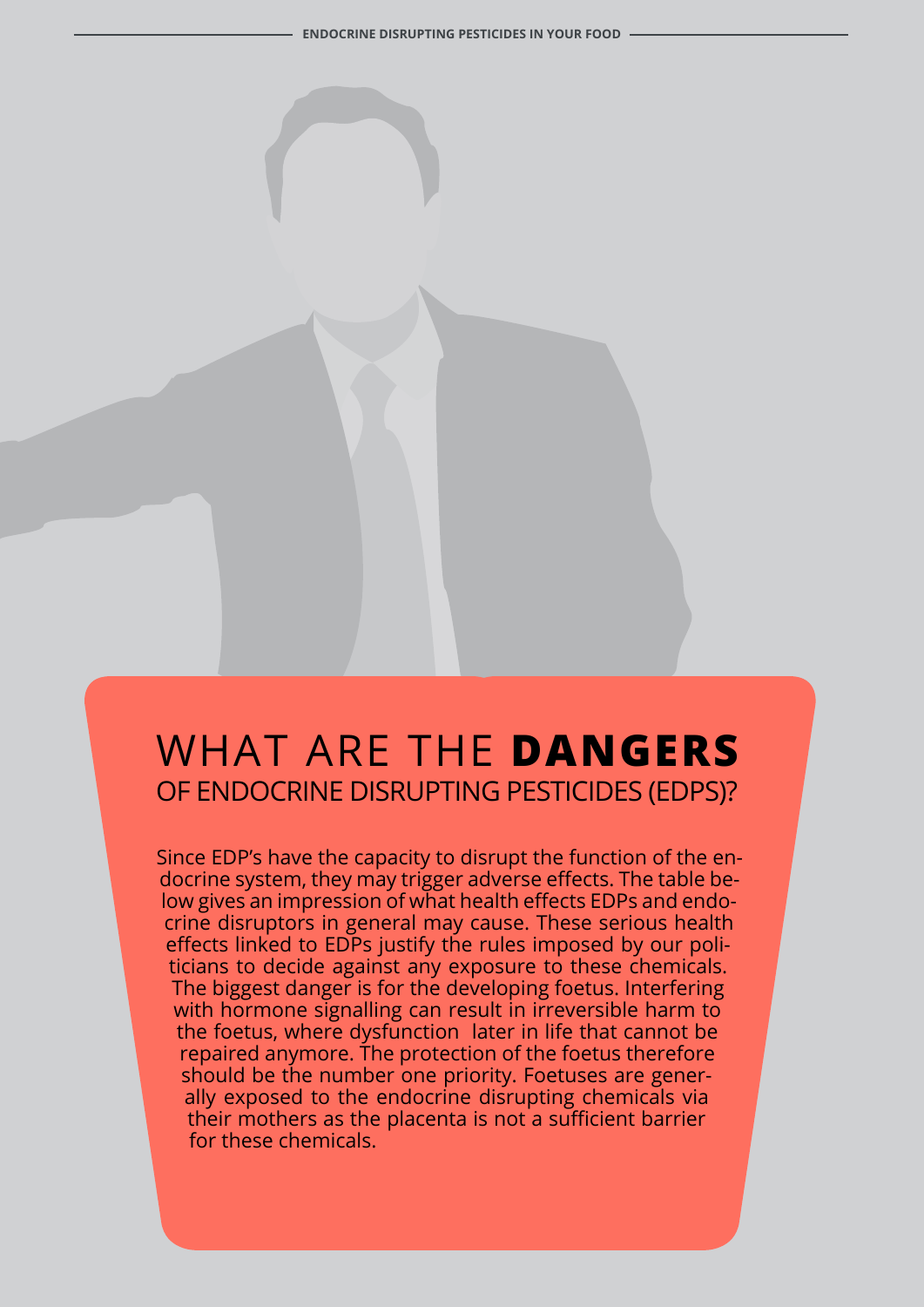# WHAT ARE THE **DANGERS** OF ENDOCRINE DISRUPTING PESTICIDES (EDPS)?

Since EDP's have the capacity to disrupt the function of the endocrine system, they may trigger adverse effects. The table below gives an impression of what health effects EDPs and endocrine disruptors in general may cause. These serious health effects linked to EDPs justify the rules imposed by our politicians to decide against any exposure to these chemicals. The biggest danger is for the developing foetus. Interfering with hormone signalling can result in irreversible harm to the foetus, where dysfunction later in life that cannot be repaired anymore. The protection of the foetus therefore should be the number one priority. Foetuses are generally exposed to the endocrine disrupting chemicals via their mothers as the placenta is not a sufficient barrier for these chemicals.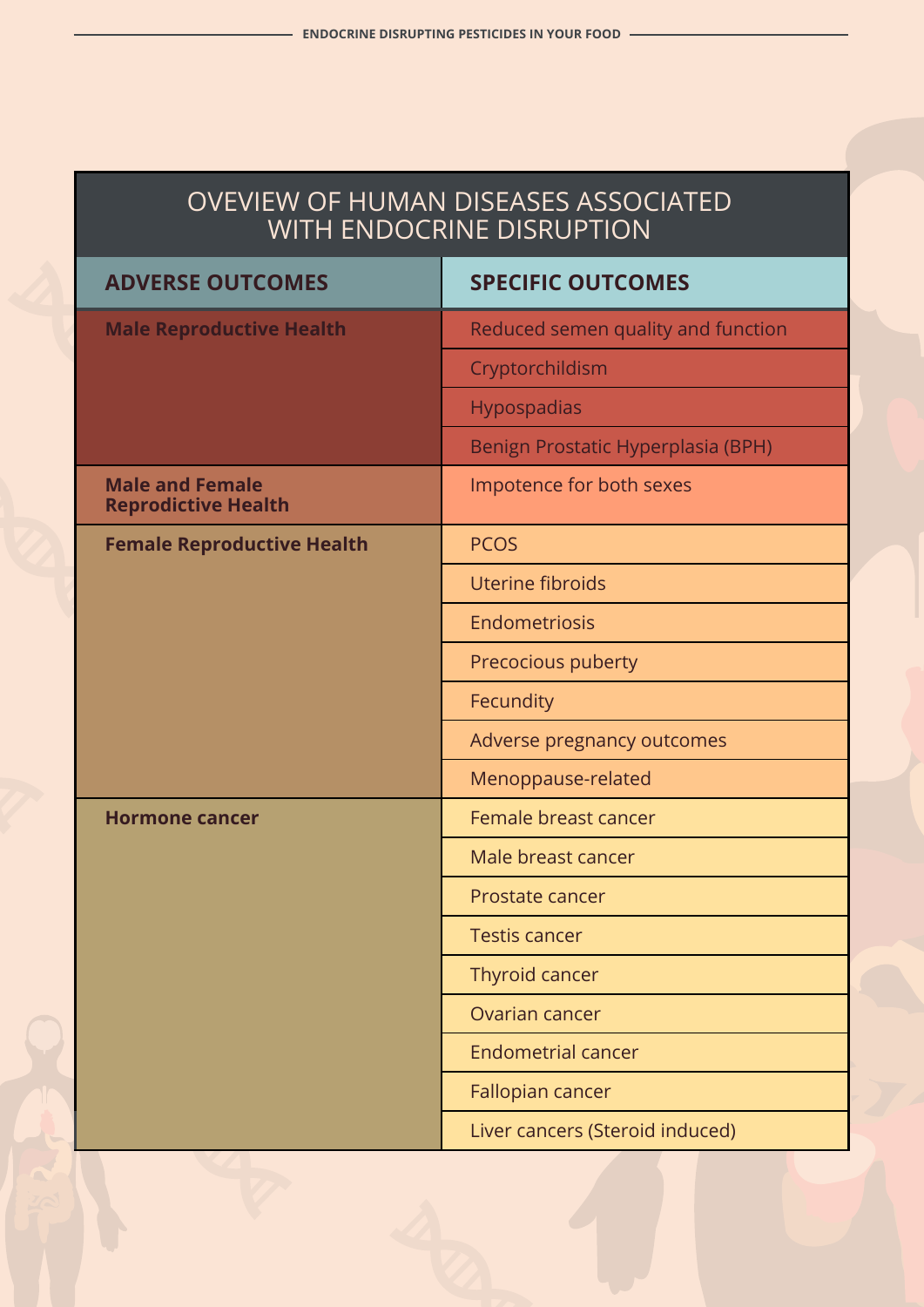## OVEVIEW OF HUMAN DISEASES ASSOCIATED WITH ENDOCRINE DISRUPTION

| ADVERSE OUTCOMES | SPECIFIC OUTCOMES |
|---|---|
| **Male Reproductive Health** | Reduced semen quality and function |
| | Cryptorchildism |
| | Hypospadias |
| | Benign Prostatic Hyperplasia (BPH) |
| **Male and Female Reprodictive Health** | Impotence for both sexes |
| **Female Reproductive Health** | PCOS |
| | Uterine fibroids |
| | Endometriosis |
| | Precocious puberty |
| | Fecundity |
| | Adverse pregnancy outcomes |
| | Menoppause-related |
| **Hormone cancer** | Female breast cancer |
| | Male breast cancer |
| | Prostate cancer |
| | Testis cancer |
| | Thyroid cancer |
| | Ovarian cancer |
| | Endometrial cancer |
| | Fallopian cancer |
| | Liver cancers (Steroid induced) |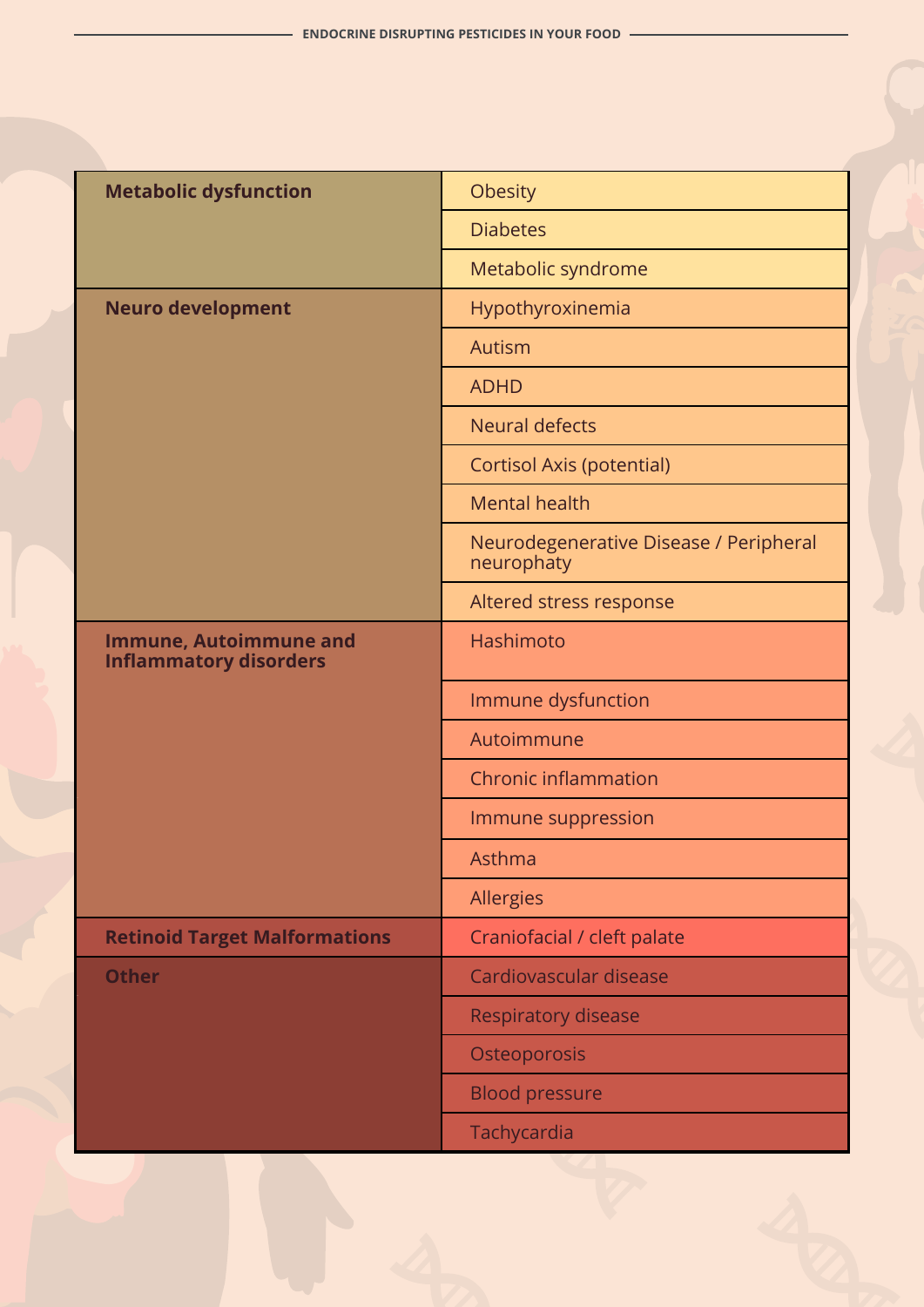| | |
|---|---|
| **Metabolic dysfunction** | Obesity |
| | Diabetes |
| | Metabolic syndrome |
| **Neuro development** | Hypothyroxinemia |
| | Autism |
| | ADHD |
| | Neural defects |
| | Cortisol Axis (potential) |
| | Mental health |
| | Neurodegenerative Disease / Peripheral neurophaty |
| | Altered stress response |
| **Immune, Autoimmune and Inflammatory disorders** | Hashimoto |
| | Immune dysfunction |
| | Autoimmune |
| | Chronic inflammation |
| | Immune suppression |
| | Asthma |
| | Allergies |
| **Retinoid Target Malformations** | Craniofacial / cleft palate |
| **Other** | Cardiovascular disease |
| | Respiratory disease |
| | Osteoporosis |
| | Blood pressure |
| | Tachycardia |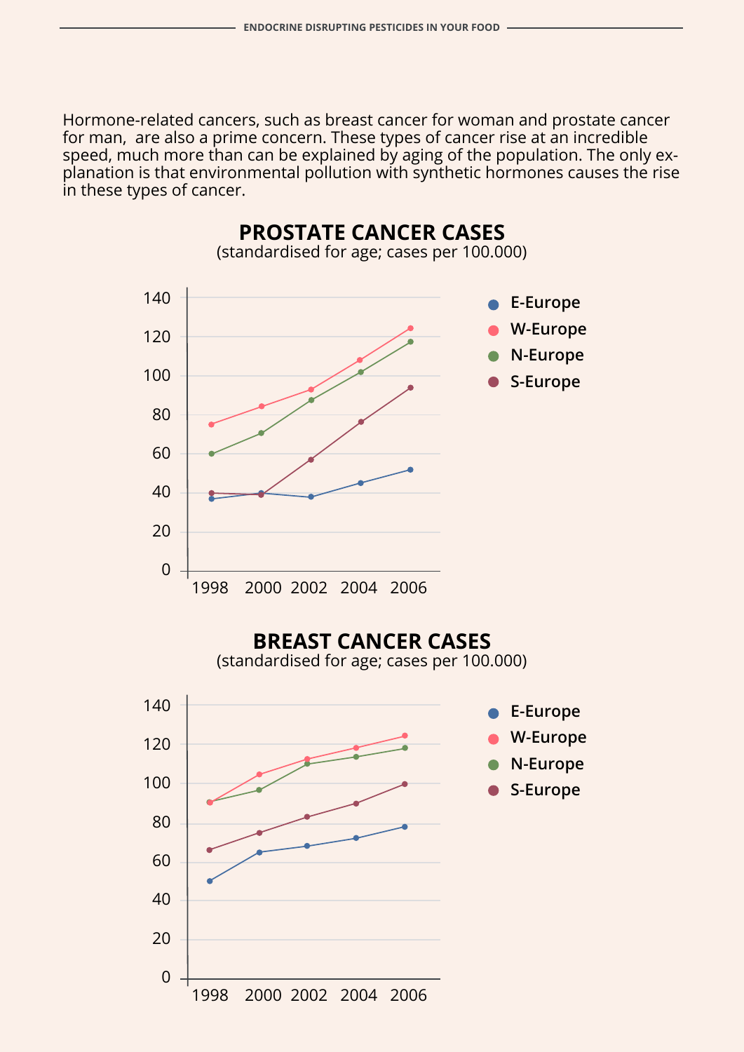Hormone-related cancers, such as breast cancer for woman and prostate cancer for man, are also a prime concern. These types of cancer rise at an incredible speed, much more than can be explained by aging of the population. The only explanation is that environmental pollution with synthetic hormones causes the rise in these types of cancer.

**PROSTATE CANCER CASES**
(standardised for age; cases per 100.000)

- E-Europe
- W-Europe
- N-Europe
- S-Europe

**BREAST CANCER CASES**
(standardised for age; cases per 100.000)

- E-Europe
- W-Europe
- N-Europe
- S-Europe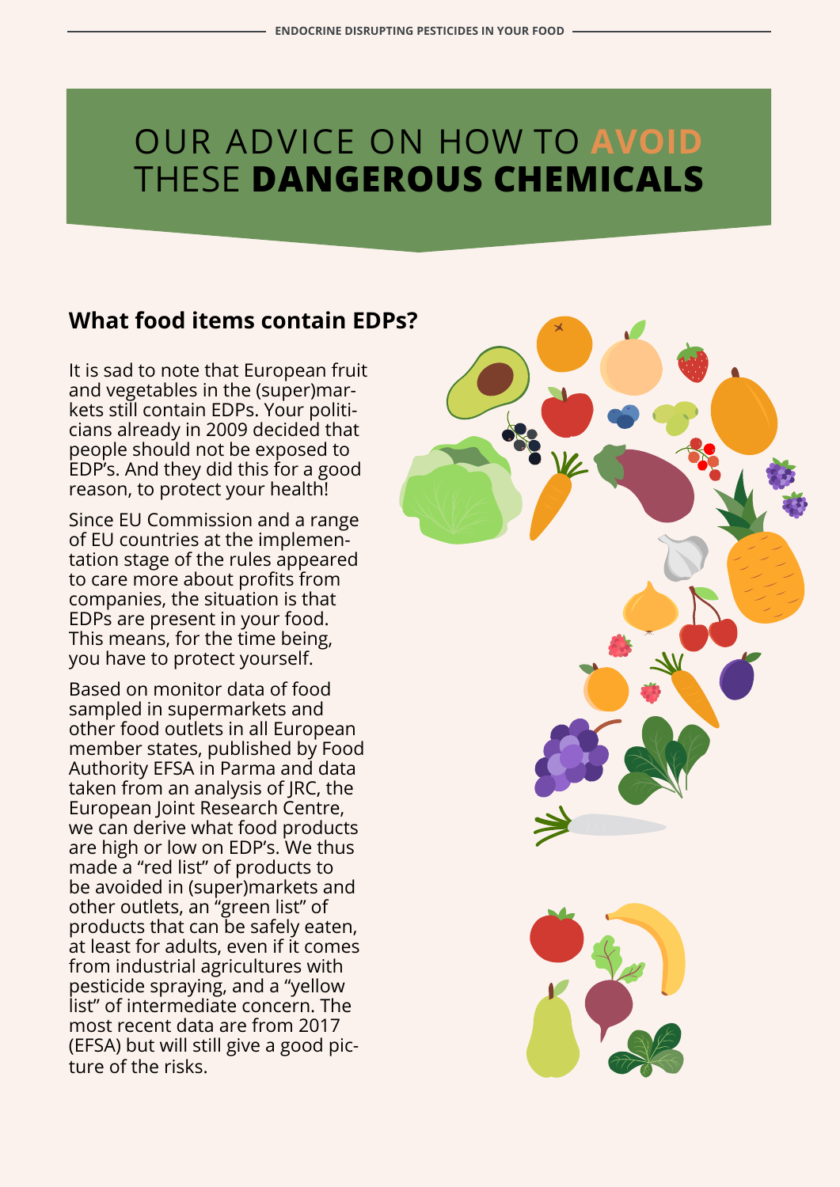# OUR ADVICE ON HOW TO **AVOID** THESE **DANGEROUS CHEMICALS**

## What food items contain EDPs?

It is sad to note that European fruit and vegetables in the (super)markets still contain EDPs. Your politicians already in 2009 decided that people should not be exposed to EDP's. And they did this for a good reason, to protect your health!

Since EU Commission and a range of EU countries at the implementation stage of the rules appeared to care more about profits from companies, the situation is that EDPs are present in your food. This means, for the time being, you have to protect yourself.

Based on monitor data of food sampled in supermarkets and other food outlets in all European member states, published by Food Authority EFSA in Parma and data taken from an analysis of JRC, the European Joint Research Centre, we can derive what food products are high or low on EDP's. We thus made a "red list" of products to be avoided in (super)markets and other outlets, an "green list" of products that can be safely eaten, at least for adults, even if it comes from industrial agricultures with pesticide spraying, and a "yellow list" of intermediate concern. The most recent data are from 2017 (EFSA) but will still give a good picture of the risks.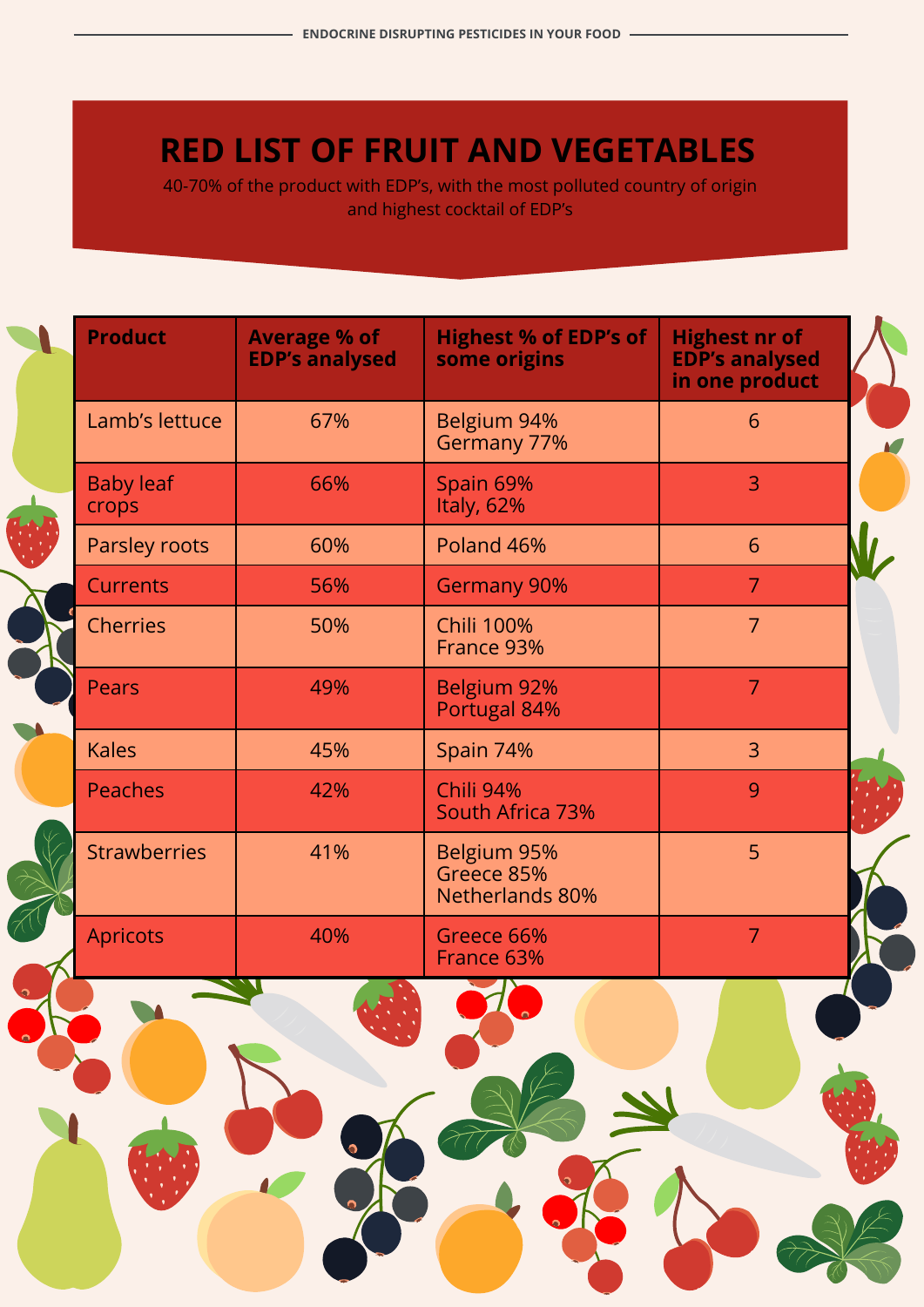# RED LIST OF FRUIT AND VEGETABLES

40-70% of the product with EDP's, with the most polluted country of origin and highest cocktail of EDP's

| Product | Average % of EDP's analysed | Highest % of EDP's of some origins | Highest nr of EDP's analysed in one product |
|---|---|---|---|
| Lamb's lettuce | 67% | Belgium 94%<br>Germany 77% | 6 |
| Baby leaf crops | 66% | Spain 69%<br>Italy, 62% | 3 |
| Parsley roots | 60% | Poland 46% | 6 |
| Currents | 56% | Germany 90% | 7 |
| Cherries | 50% | Chili 100%<br>France 93% | 7 |
| Pears | 49% | Belgium 92%<br>Portugal 84% | 7 |
| Kales | 45% | Spain 74% | 3 |
| Peaches | 42% | Chili 94%<br>South Africa 73% | 9 |
| Strawberries | 41% | Belgium 95%<br>Greece 85%<br>Netherlands 80% | 5 |
| Apricots | 40% | Greece 66%<br>France 63% | 7 |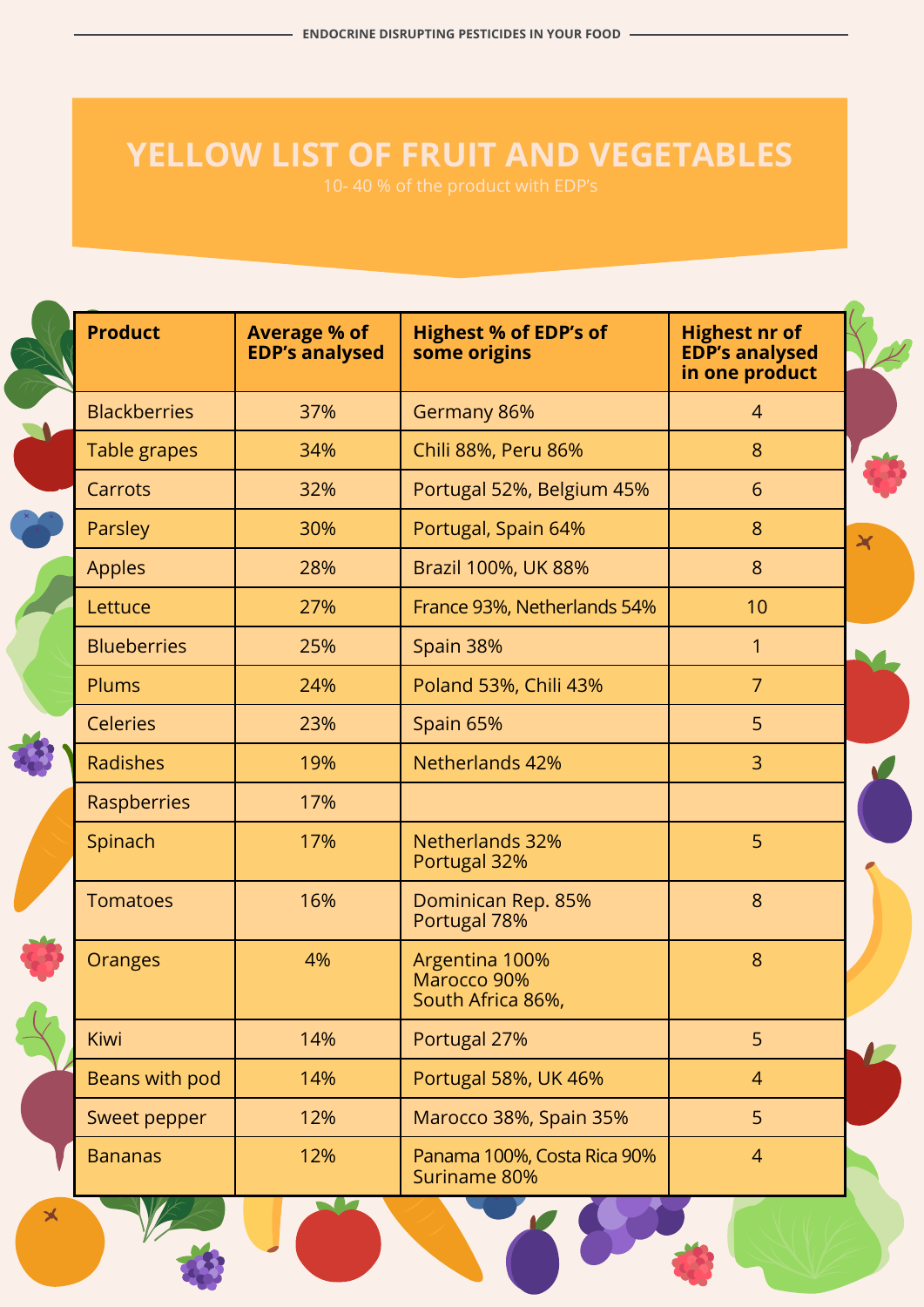# YELLOW LIST OF FRUIT AND VEGETABLES

10- 40 % of the product with EDP's

| Product | Average % of EDP's analysed | Highest % of EDP's of some origins | Highest nr of EDP's analysed in one product |
|---|---|---|---|
| Blackberries | 37% | Germany 86% | 4 |
| Table grapes | 34% | Chili 88%, Peru 86% | 8 |
| Carrots | 32% | Portugal 52%, Belgium 45% | 6 |
| Parsley | 30% | Portugal, Spain 64% | 8 |
| Apples | 28% | Brazil 100%, UK 88% | 8 |
| Lettuce | 27% | France 93%, Netherlands 54% | 10 |
| Blueberries | 25% | Spain 38% | 1 |
| Plums | 24% | Poland 53%, Chili 43% | 7 |
| Celeries | 23% | Spain 65% | 5 |
| Radishes | 19% | Netherlands 42% | 3 |
| Raspberries | 17% | | |
| Spinach | 17% | Netherlands 32% Portugal 32% | 5 |
| Tomatoes | 16% | Dominican Rep. 85% Portugal 78% | 8 |
| Oranges | 4% | Argentina 100% Marocco 90% South Africa 86%, | 8 |
| Kiwi | 14% | Portugal 27% | 5 |
| Beans with pod | 14% | Portugal 58%, UK 46% | 4 |
| Sweet pepper | 12% | Marocco 38%, Spain 35% | 5 |
| Bananas | 12% | Panama 100%, Costa Rica 90% Suriname 80% | 4 |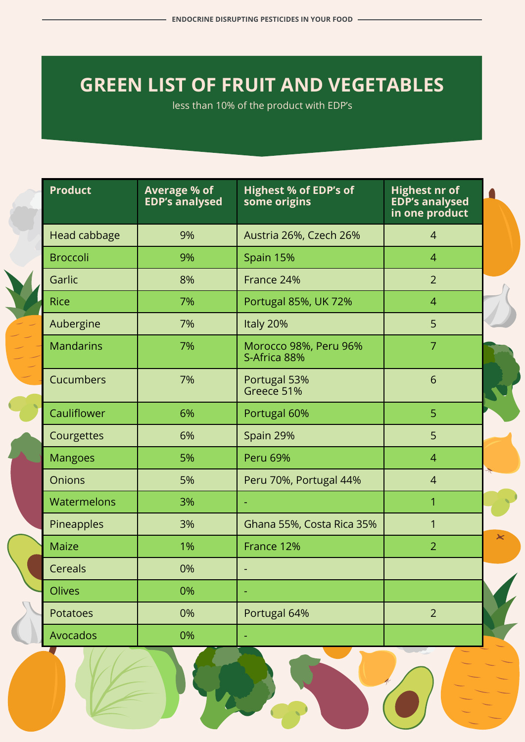# GREEN LIST OF FRUIT AND VEGETABLES

less than 10% of the product with EDP's

| Product | Average % of EDP's analysed | Highest % of EDP's of some origins | Highest nr of EDP's analysed in one product |
|---|---|---|---|
| Head cabbage | 9% | Austria 26%, Czech 26% | 4 |
| Broccoli | 9% | Spain 15% | 4 |
| Garlic | 8% | France 24% | 2 |
| Rice | 7% | Portugal 85%, UK 72% | 4 |
| Aubergine | 7% | Italy 20% | 5 |
| Mandarins | 7% | Morocco 98%, Peru 96% S-Africa 88% | 7 |
| Cucumbers | 7% | Portugal 53% Greece 51% | 6 |
| Cauliflower | 6% | Portugal 60% | 5 |
| Courgettes | 6% | Spain 29% | 5 |
| Mangoes | 5% | Peru 69% | 4 |
| Onions | 5% | Peru 70%, Portugal 44% | 4 |
| Watermelons | 3% | - | 1 |
| Pineapples | 3% | Ghana 55%, Costa Rica 35% | 1 |
| Maize | 1% | France 12% | 2 |
| Cereals | 0% | - | |
| Olives | 0% | - | |
| Potatoes | 0% | Portugal 64% | 2 |
| Avocados | 0% | - | |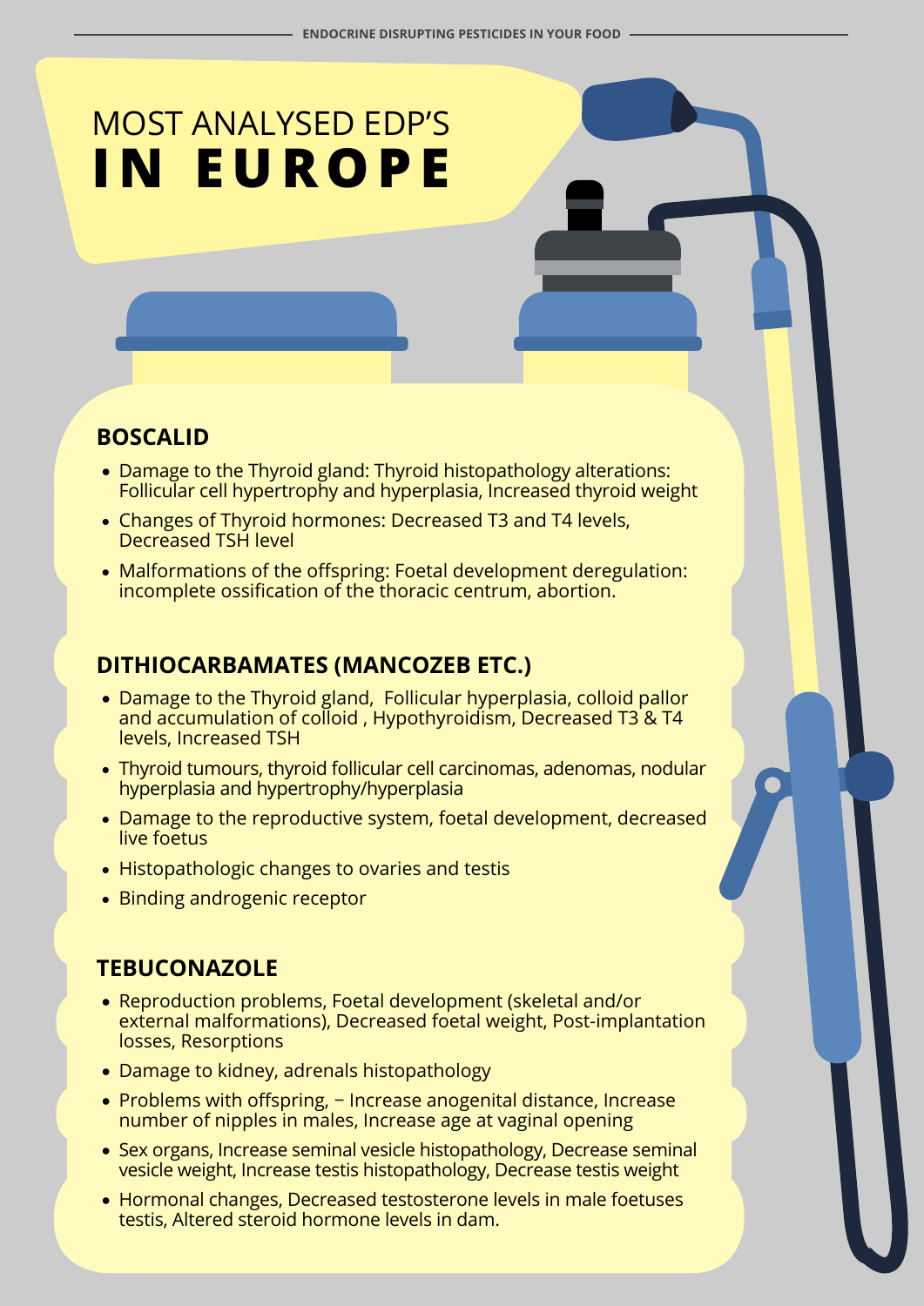# MOST ANALYSED EDP'S **IN EUROPE**

## BOSCALID

- Damage to the Thyroid gland: Thyroid histopathology alterations: Follicular cell hypertrophy and hyperplasia, Increased thyroid weight
- Changes of Thyroid hormones: Decreased T3 and T4 levels, Decreased TSH level
- Malformations of the offspring: Foetal development deregulation: incomplete ossification of the thoracic centrum, abortion.

## DITHIOCARBAMATES (MANCOZEB ETC.)

- Damage to the Thyroid gland, Follicular hyperplasia, colloid pallor and accumulation of colloid , Hypothyroidism, Decreased T3 & T4 levels, Increased TSH
- Thyroid tumours, thyroid follicular cell carcinomas, adenomas, nodular hyperplasia and hypertrophy/hyperplasia
- Damage to the reproductive system, foetal development, decreased live foetus
- Histopathologic changes to ovaries and testis
- Binding androgenic receptor

## TEBUCONAZOLE

- Reproduction problems, Foetal development (skeletal and/or external malformations), Decreased foetal weight, Post-implantation losses, Resorptions
- Damage to kidney, adrenals histopathology
- Problems with offspring, − Increase anogenital distance, Increase number of nipples in males, Increase age at vaginal opening
- Sex organs, Increase seminal vesicle histopathology, Decrease seminal vesicle weight, Increase testis histopathology, Decrease testis weight
- Hormonal changes, Decreased testosterone levels in male foetuses testis, Altered steroid hormone levels in dam.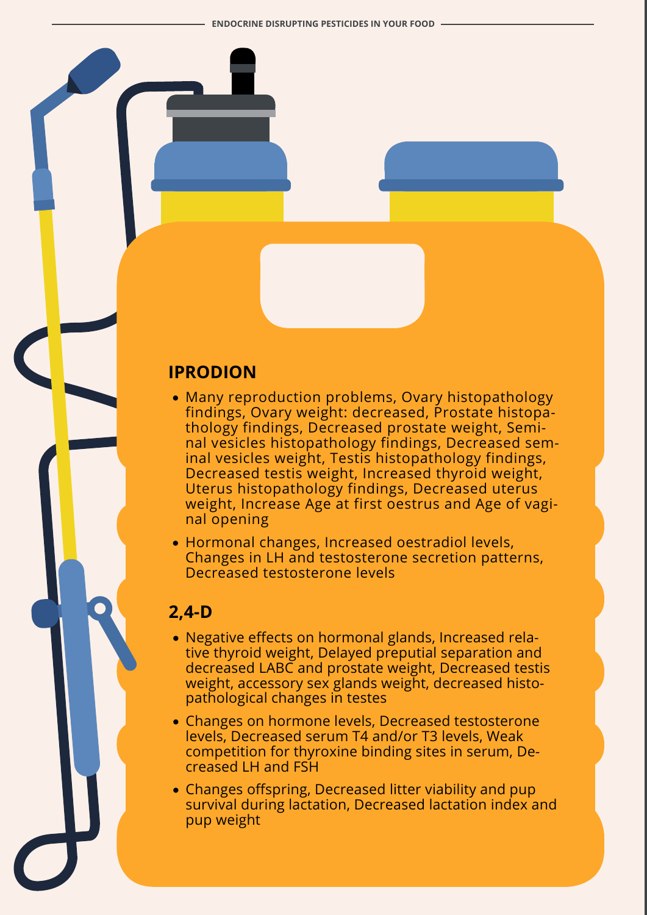## IPRODION

- Many reproduction problems, Ovary histopathology findings, Ovary weight: decreased, Prostate histopathology findings, Decreased prostate weight, Seminal vesicles histopathology findings, Decreased seminal vesicles weight, Testis histopathology findings, Decreased testis weight, Increased thyroid weight, Uterus histopathology findings, Decreased uterus weight, Increase Age at first oestrus and Age of vaginal opening
- Hormonal changes, Increased oestradiol levels, Changes in LH and testosterone secretion patterns, Decreased testosterone levels

## 2,4-D

- Negative effects on hormonal glands, Increased relative thyroid weight, Delayed preputial separation and decreased LABC and prostate weight, Decreased testis weight, accessory sex glands weight, decreased histopathological changes in testes
- Changes on hormone levels, Decreased testosterone levels, Decreased serum T4 and/or T3 levels, Weak competition for thyroxine binding sites in serum, Decreased LH and FSH
- Changes offspring, Decreased litter viability and pup survival during lactation, Decreased lactation index and pup weight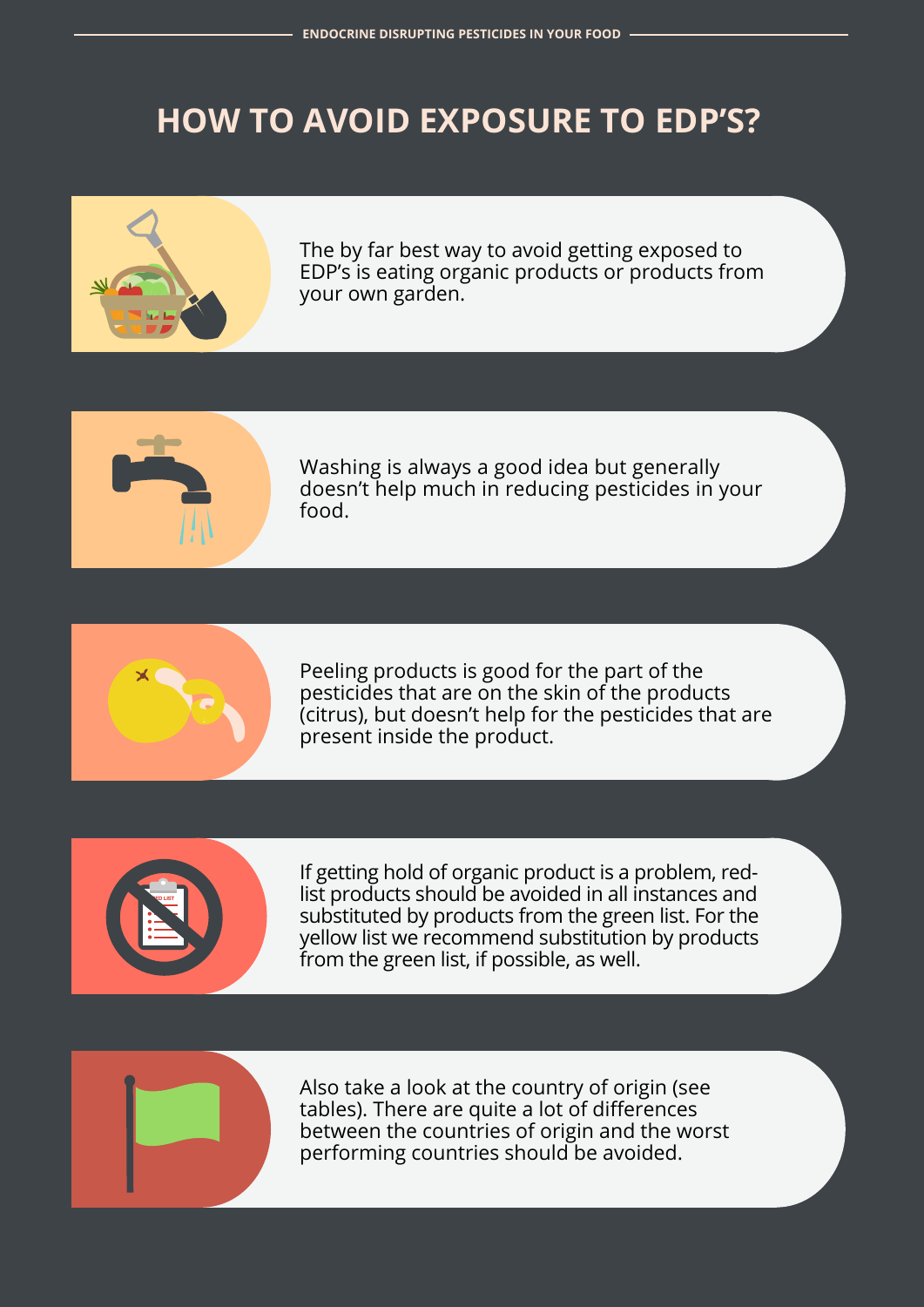# HOW TO AVOID EXPOSURE TO EDP'S?

The by far best way to avoid getting exposed to EDP's is eating organic products or products from your own garden.

Washing is always a good idea but generally doesn't help much in reducing pesticides in your food.

Peeling products is good for the part of the pesticides that are on the skin of the products (citrus), but doesn't help for the pesticides that are present inside the product.

If getting hold of organic product is a problem, red-list products should be avoided in all instances and substituted by products from the green list. For the yellow list we recommend substitution by products from the green list, if possible, as well.

Also take a look at the country of origin (see tables). There are quite a lot of differences between the countries of origin and the worst performing countries should be avoided.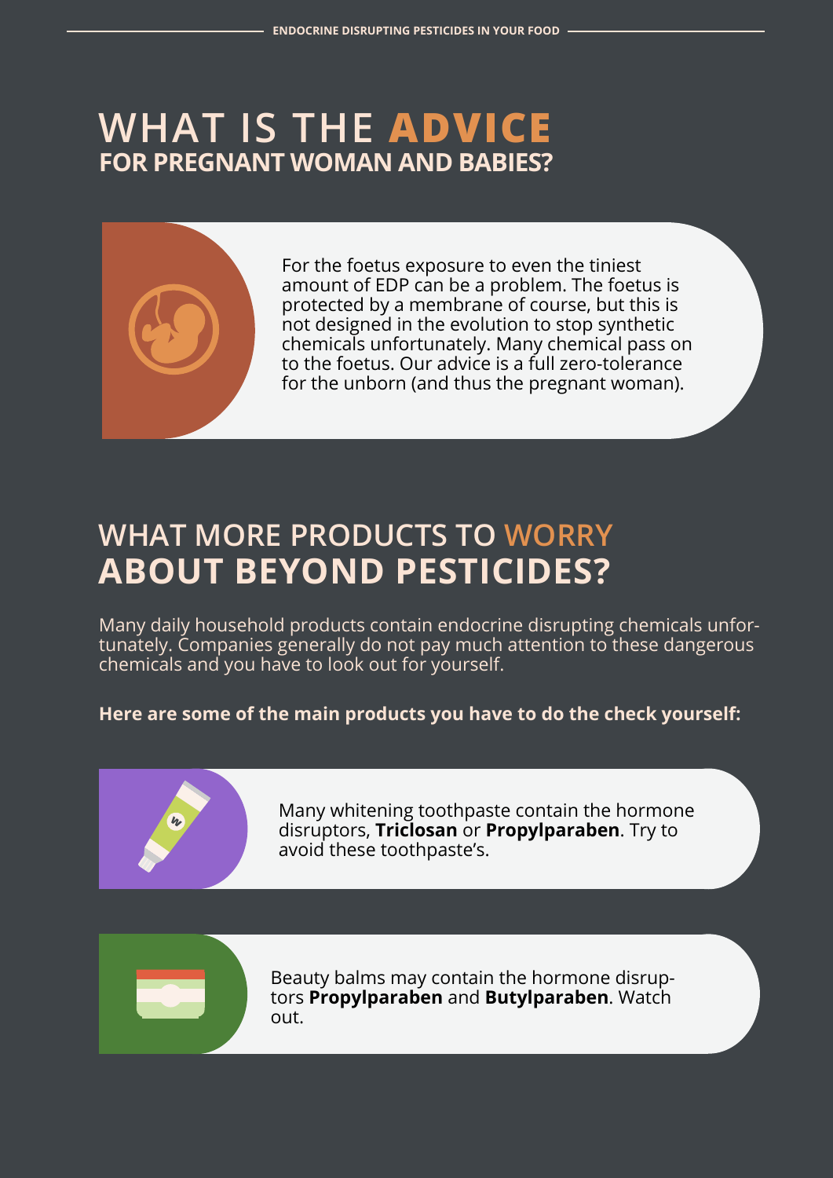# WHAT IS THE ADVICE FOR PREGNANT WOMAN AND BABIES?

For the foetus exposure to even the tiniest amount of EDP can be a problem. The foetus is protected by a membrane of course, but this is not designed in the evolution to stop synthetic chemicals unfortunately. Many chemical pass on to the foetus. Our advice is a full zero-tolerance for the unborn (and thus the pregnant woman).

# WHAT MORE PRODUCTS TO WORRY ABOUT BEYOND PESTICIDES?

Many daily household products contain endocrine disrupting chemicals unfortunately. Companies generally do not pay much attention to these dangerous chemicals and you have to look out for yourself.

**Here are some of the main products you have to do the check yourself:**

Many whitening toothpaste contain the hormone disruptors, **Triclosan** or **Propylparaben**. Try to avoid these toothpaste's.

Beauty balms may contain the hormone disruptors **Propylparaben** and **Butylparaben**. Watch out.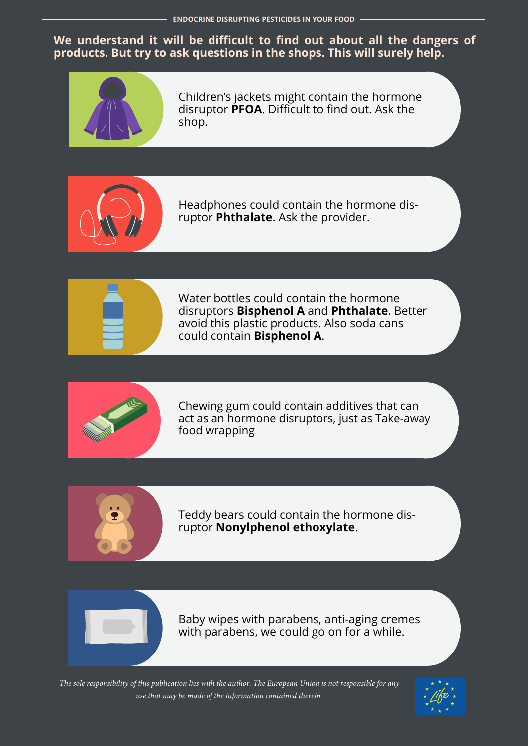ENDOCRINE DISRUPTING PESTICIDES IN YOUR FOOD

**We understand it will be difficult to find out about all the dangers of products. But try to ask questions in the shops. This will surely help.**

Children's jackets might contain the hormone disruptor **PFOA**. Difficult to find out. Ask the shop.

Headphones could contain the hormone disruptor **Phthalate**. Ask the provider.

Water bottles could contain the hormone disruptors **Bisphenol A** and **Phthalate**. Better avoid this plastic products. Also soda cans could contain **Bisphenol A**.

Chewing gum could contain additives that can act as an hormone disruptors, just as Take-away food wrapping

Teddy bears could contain the hormone disruptor **Nonylphenol ethoxylate**.

Baby wipes with parabens, anti-aging cremes with parabens, we could go on for a while.

*The sole responsibility of this publication lies with the author. The European Union is not responsible for any use that may be made of the information contained therein.*